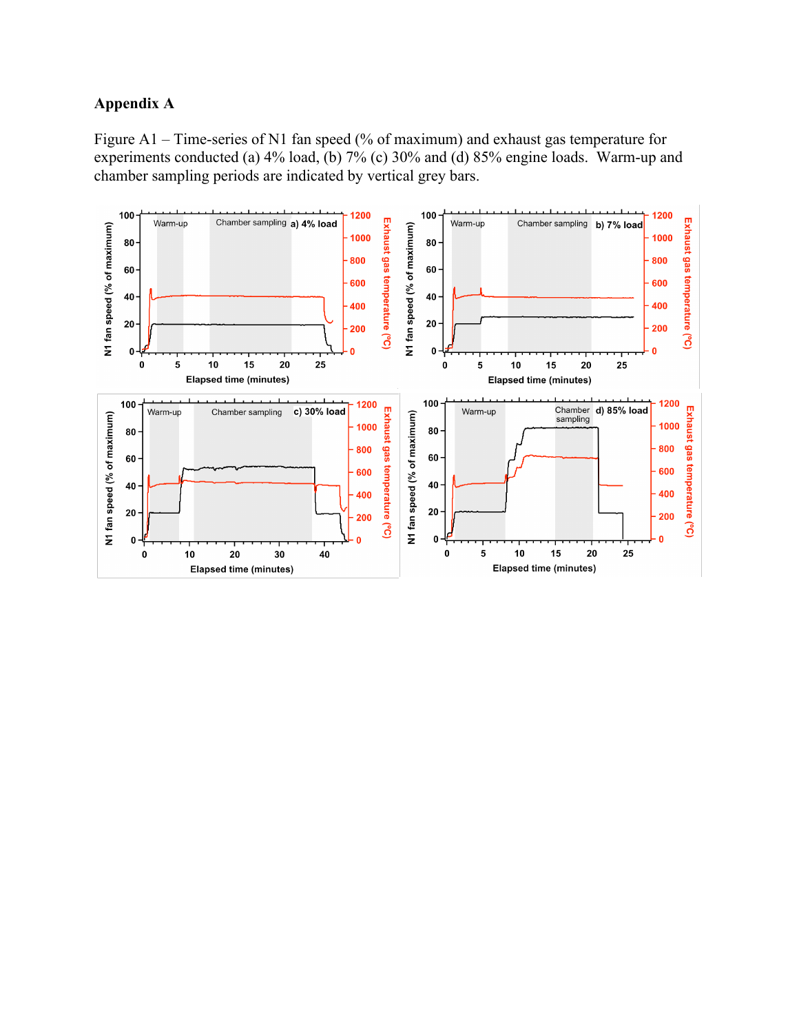# Appendix A

Figure A1 – Time-series of N1 fan speed (% of maximum) and exhaust gas temperature for experiments conducted (a) 4% load, (b) 7% (c) 30% and (d) 85% engine loads. Warm-up and chamber sampling periods are indicated by vertical grey bars.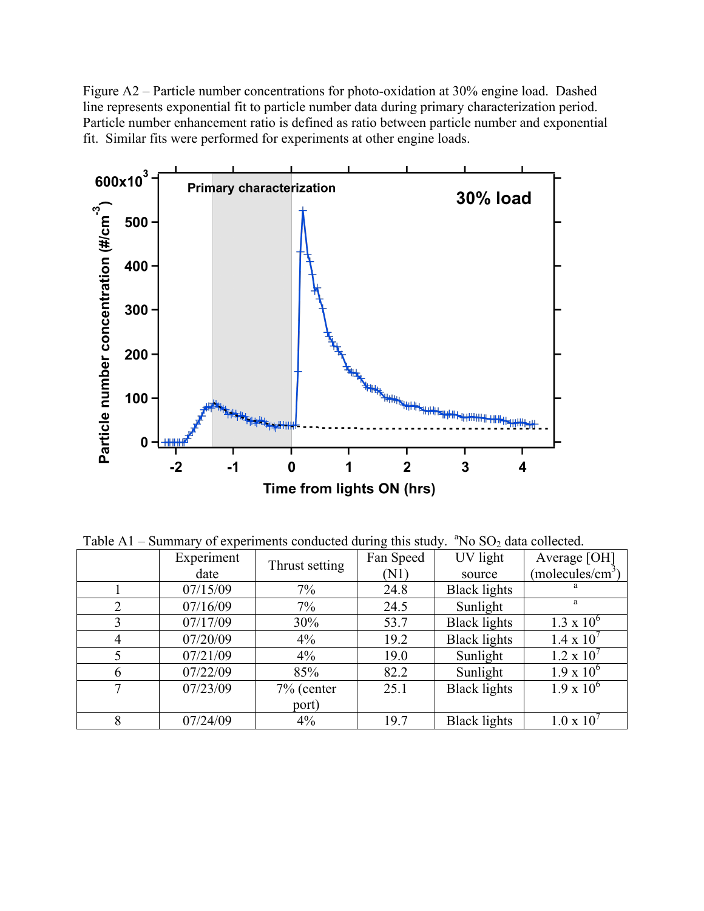Figure A2 – Particle number concentrations for photo-oxidation at 30% engine load. Dashed line represents exponential fit to particle number data during primary characterization period. Particle number enhancement ratio is defined as ratio between particle number and exponential fit. Similar fits were performed for experiments at other engine loads.

Table A1 – Summary of experiments conducted during this study. [a]No $SO_2$ data collected.

| | Experiment date | Thrust setting | Fan Speed (N1) | UV light source | Average [OH] (molecules/cm$^3$) |
|---|---|---|---|---|---|
| 1 | 07/15/09 | 7% | 24.8 | Black lights | [a] |
| 2 | 07/16/09 | 7% | 24.5 | Sunlight | [a] |
| 3 | 07/17/09 | 30% | 53.7 | Black lights | $1.3 \times 10^6$ |
| 4 | 07/20/09 | 4% | 19.2 | Black lights | $1.4 \times 10^7$ |
| 5 | 07/21/09 | 4% | 19.0 | Sunlight | $1.2 \times 10^7$ |
| 6 | 07/22/09 | 85% | 82.2 | Sunlight | $1.9 \times 10^6$ |
| 7 | 07/23/09 | 7% (center port) | 25.1 | Black lights | $1.9 \times 10^6$ |
| 8 | 07/24/09 | 4% | 19.7 | Black lights | $1.0 \times 10^7$ |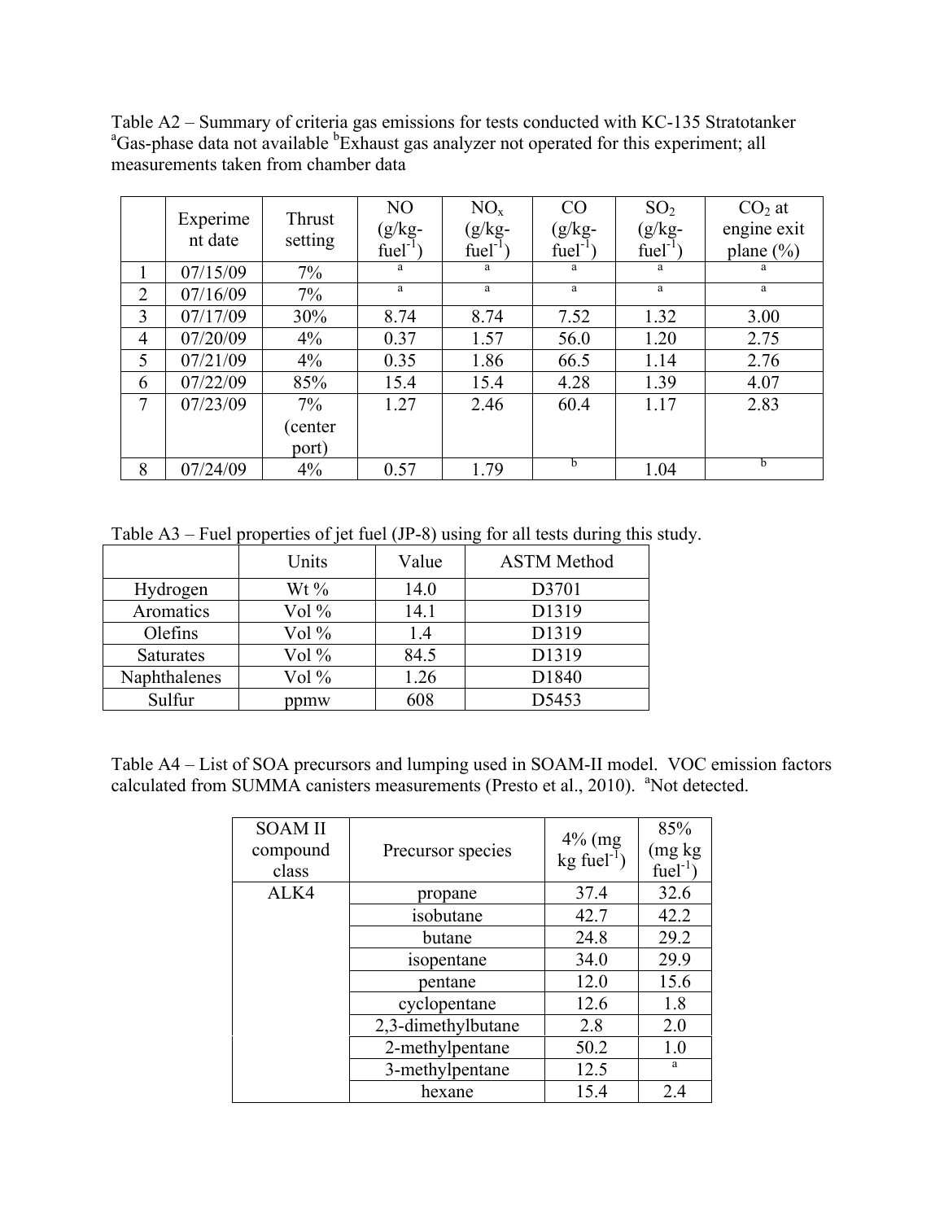Table A2 – Summary of criteria gas emissions for tests conducted with KC-135 Stratotanker [a]Gas-phase data not available [b]Exhaust gas analyzer not operated for this experiment; all measurements taken from chamber data

| | Experiment date | Thrust setting | NO (g/kg-fuel$^{-1}$) | $NO_x$ (g/kg-fuel$^{-1}$) | CO (g/kg-fuel$^{-1}$) | $SO_2$ (g/kg-fuel$^{-1}$) | $CO_2$ at engine exit plane (%) |
|---|---|---|---|---|---|---|---|
| 1 | 07/15/09 | 7% | a | a | a | a | a |
| 2 | 07/16/09 | 7% | a | a | a | a | a |
| 3 | 07/17/09 | 30% | 8.74 | 8.74 | 7.52 | 1.32 | 3.00 |
| 4 | 07/20/09 | 4% | 0.37 | 1.57 | 56.0 | 1.20 | 2.75 |
| 5 | 07/21/09 | 4% | 0.35 | 1.86 | 66.5 | 1.14 | 2.76 |
| 6 | 07/22/09 | 85% | 15.4 | 15.4 | 4.28 | 1.39 | 4.07 |
| 7 | 07/23/09 | 7% (center port) | 1.27 | 2.46 | 60.4 | 1.17 | 2.83 |
| 8 | 07/24/09 | 4% | 0.57 | 1.79 | b | 1.04 | b |

Table A3 – Fuel properties of jet fuel (JP-8) using for all tests during this study.

| | Units | Value | ASTM Method |
|---|---|---|---|
| Hydrogen | Wt % | 14.0 | D3701 |
| Aromatics | Vol % | 14.1 | D1319 |
| Olefins | Vol % | 1.4 | D1319 |
| Saturates | Vol % | 84.5 | D1319 |
| Naphthalenes | Vol % | 1.26 | D1840 |
| Sulfur | ppmw | 608 | D5453 |

Table A4 – List of SOA precursors and lumping used in SOAM-II model. VOC emission factors calculated from SUMMA canisters measurements (Presto et al., 2010). [a]Not detected.

| SOAM II compound class | Precursor species | 4% (mg kg fuel$^{-1}$) | 85% (mg kg fuel$^{-1}$) |
|---|---|---|---|
| ALK4 | propane | 37.4 | 32.6 |
| | isobutane | 42.7 | 42.2 |
| | butane | 24.8 | 29.2 |
| | isopentane | 34.0 | 29.9 |
| | pentane | 12.0 | 15.6 |
| | cyclopentane | 12.6 | 1.8 |
| | 2,3-dimethylbutane | 2.8 | 2.0 |
| | 2-methylpentane | 50.2 | 1.0 |
| | 3-methylpentane | 12.5 | a |
| | hexane | 15.4 | 2.4 |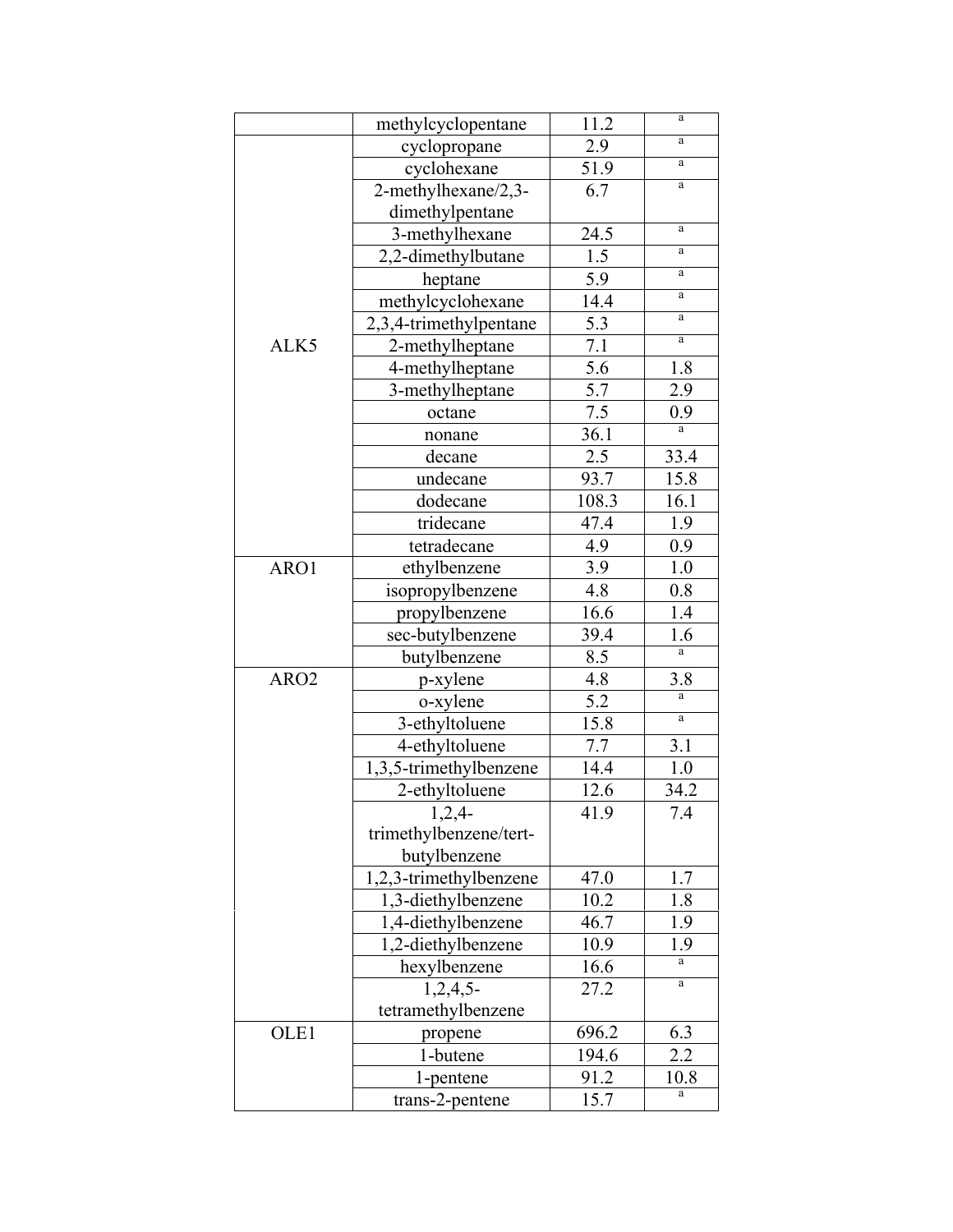| | | | |
|---|---|---|---|
| | methylcyclopentane | 11.2 | [a] |
| ALK5 | cyclopropane | 2.9 | [a] |
| | cyclohexane | 51.9 | [a] |
| | 2-methylhexane/2,3-dimethylpentane | 6.7 | [a] |
| | 3-methylhexane | 24.5 | [a] |
| | 2,2-dimethylbutane | 1.5 | [a] |
| | heptane | 5.9 | [a] |
| | methylcyclohexane | 14.4 | [a] |
| | 2,3,4-trimethylpentane | 5.3 | [a] |
| | 2-methylheptane | 7.1 | [a] |
| | 4-methylheptane | 5.6 | 1.8 |
| | 3-methylheptane | 5.7 | 2.9 |
| | octane | 7.5 | 0.9 |
| | nonane | 36.1 | [a] |
| | decane | 2.5 | 33.4 |
| | undecane | 93.7 | 15.8 |
| | dodecane | 108.3 | 16.1 |
| | tridecane | 47.4 | 1.9 |
| | tetradecane | 4.9 | 0.9 |
| ARO1 | ethylbenzene | 3.9 | 1.0 |
| | isopropylbenzene | 4.8 | 0.8 |
| | propylbenzene | 16.6 | 1.4 |
| | sec-butylbenzene | 39.4 | 1.6 |
| | butylbenzene | 8.5 | [a] |
| ARO2 | p-xylene | 4.8 | 3.8 |
| | o-xylene | 5.2 | [a] |
| | 3-ethyltoluene | 15.8 | [a] |
| | 4-ethyltoluene | 7.7 | 3.1 |
| | 1,3,5-trimethylbenzene | 14.4 | 1.0 |
| | 2-ethyltoluene | 12.6 | 34.2 |
| | 1,2,4-trimethylbenzene/tert-butylbenzene | 41.9 | 7.4 |
| | 1,2,3-trimethylbenzene | 47.0 | 1.7 |
| | 1,3-diethylbenzene | 10.2 | 1.8 |
| | 1,4-diethylbenzene | 46.7 | 1.9 |
| | 1,2-diethylbenzene | 10.9 | 1.9 |
| | hexylbenzene | 16.6 | [a] |
| | 1,2,4,5-tetramethylbenzene | 27.2 | [a] |
| OLE1 | propene | 696.2 | 6.3 |
| | 1-butene | 194.6 | 2.2 |
| | 1-pentene | 91.2 | 10.8 |
| | trans-2-pentene | 15.7 | [a] |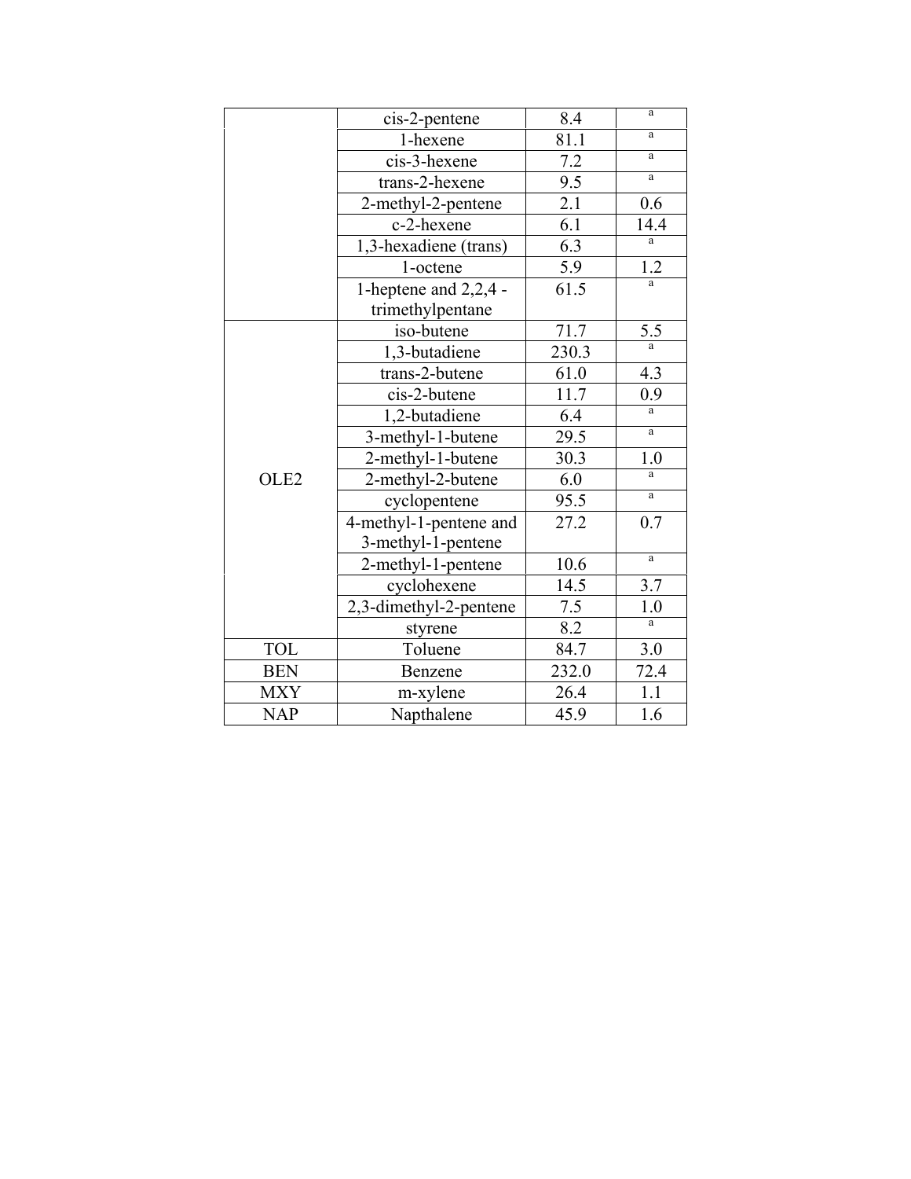| | | | |
|---|---|---|---|
| | cis-2-pentene | 8.4 | [a] |
| | 1-hexene | 81.1 | [a] |
| | cis-3-hexene | 7.2 | [a] |
| | trans-2-hexene | 9.5 | [a] |
| | 2-methyl-2-pentene | 2.1 | 0.6 |
| | c-2-hexene | 6.1 | 14.4 |
| | 1,3-hexadiene (trans) | 6.3 | [a] |
| | 1-octene | 5.9 | 1.2 |
| | 1-heptene and 2,2,4 -trimethylpentane | 61.5 | [a] |
| OLE2 | iso-butene | 71.7 | 5.5 |
| | 1,3-butadiene | 230.3 | [a] |
| | trans-2-butene | 61.0 | 4.3 |
| | cis-2-butene | 11.7 | 0.9 |
| | 1,2-butadiene | 6.4 | [a] |
| | 3-methyl-1-butene | 29.5 | [a] |
| | 2-methyl-1-butene | 30.3 | 1.0 |
| | 2-methyl-2-butene | 6.0 | [a] |
| | cyclopentene | 95.5 | [a] |
| | 4-methyl-1-pentene and 3-methyl-1-pentene | 27.2 | 0.7 |
| | 2-methyl-1-pentene | 10.6 | [a] |
| | cyclohexene | 14.5 | 3.7 |
| | 2,3-dimethyl-2-pentene | 7.5 | 1.0 |
| | styrene | 8.2 | [a] |
| TOL | Toluene | 84.7 | 3.0 |
| BEN | Benzene | 232.0 | 72.4 |
| MXY | m-xylene | 26.4 | 1.1 |
| NAP | Napthalene | 45.9 | 1.6 |